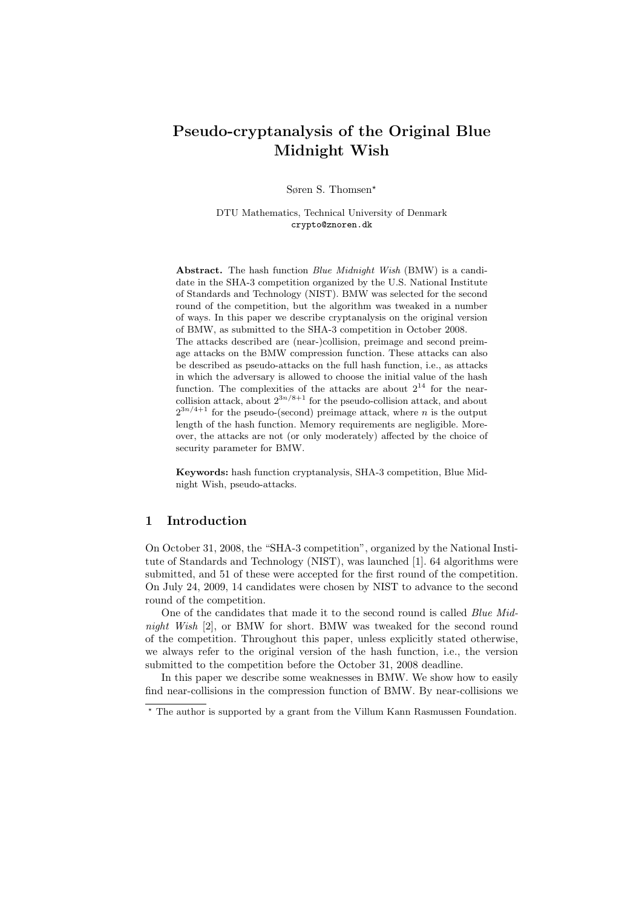# Pseudo-cryptanalysis of the Original Blue Midnight Wish

Søren S. Thomsen*

DTU Mathematics, Technical University of Denmark
crypto@znoren.dk

**Abstract.** The hash function *Blue Midnight Wish* (BMW) is a candidate in the SHA-3 competition organized by the U.S. National Institute of Standards and Technology (NIST). BMW was selected for the second round of the competition, but the algorithm was tweaked in a number of ways. In this paper we describe cryptanalysis on the original version of BMW, as submitted to the SHA-3 competition in October 2008.
The attacks described are (near-)collision, preimage and second preimage attacks on the BMW compression function. These attacks can also be described as pseudo-attacks on the full hash function, i.e., as attacks in which the adversary is allowed to choose the initial value of the hash function. The complexities of the attacks are about $2^{14}$ for the near-collision attack, about $2^{3n/8+1}$ for the pseudo-collision attack, and about $2^{3n/4+1}$ for the pseudo-(second) preimage attack, where $n$ is the output length of the hash function. Memory requirements are negligible. Moreover, the attacks are not (or only moderately) affected by the choice of security parameter for BMW.

**Keywords:** hash function cryptanalysis, SHA-3 competition, Blue Midnight Wish, pseudo-attacks.

## 1 Introduction

On October 31, 2008, the "SHA-3 competition", organized by the National Institute of Standards and Technology (NIST), was launched [1]. 64 algorithms were submitted, and 51 of these were accepted for the first round of the competition. On July 24, 2009, 14 candidates were chosen by NIST to advance to the second round of the competition.

One of the candidates that made it to the second round is called *Blue Midnight Wish* [2], or BMW for short. BMW was tweaked for the second round of the competition. Throughout this paper, unless explicitly stated otherwise, we always refer to the original version of the hash function, i.e., the version submitted to the competition before the October 31, 2008 deadline.

In this paper we describe some weaknesses in BMW. We show how to easily find near-collisions in the compression function of BMW. By near-collisions we

* The author is supported by a grant from the Villum Kann Rasmussen Foundation.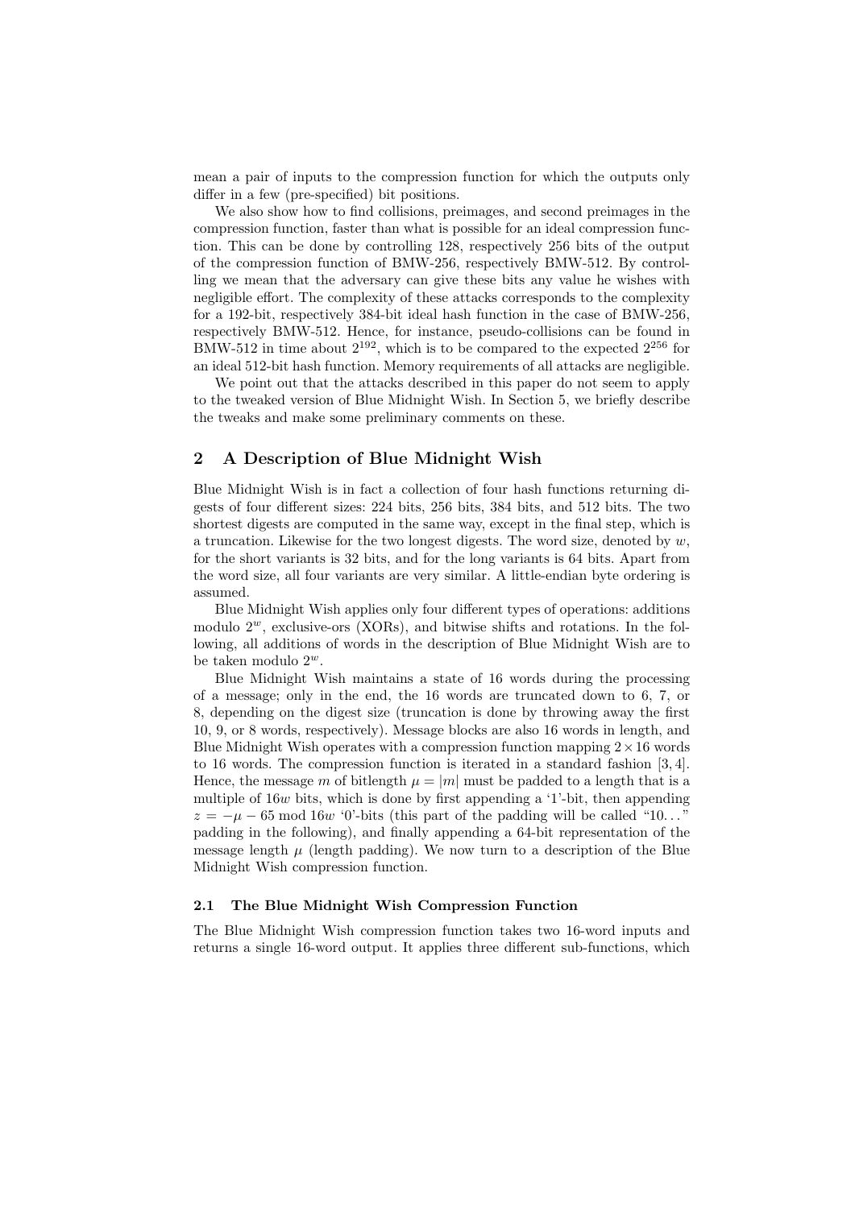mean a pair of inputs to the compression function for which the outputs only differ in a few (pre-specified) bit positions.

We also show how to find collisions, preimages, and second preimages in the compression function, faster than what is possible for an ideal compression function. This can be done by controlling 128, respectively 256 bits of the output of the compression function of BMW-256, respectively BMW-512. By controlling we mean that the adversary can give these bits any value he wishes with negligible effort. The complexity of these attacks corresponds to the complexity for a 192-bit, respectively 384-bit ideal hash function in the case of BMW-256, respectively BMW-512. Hence, for instance, pseudo-collisions can be found in BMW-512 in time about $2^{192}$, which is to be compared to the expected $2^{256}$ for an ideal 512-bit hash function. Memory requirements of all attacks are negligible.

We point out that the attacks described in this paper do not seem to apply to the tweaked version of Blue Midnight Wish. In Section 5, we briefly describe the tweaks and make some preliminary comments on these.

## 2 A Description of Blue Midnight Wish

Blue Midnight Wish is in fact a collection of four hash functions returning digests of four different sizes: 224 bits, 256 bits, 384 bits, and 512 bits. The two shortest digests are computed in the same way, except in the final step, which is a truncation. Likewise for the two longest digests. The word size, denoted by $w$, for the short variants is 32 bits, and for the long variants is 64 bits. Apart from the word size, all four variants are very similar. A little-endian byte ordering is assumed.

Blue Midnight Wish applies only four different types of operations: additions modulo $2^w$, exclusive-ors (XORs), and bitwise shifts and rotations. In the following, all additions of words in the description of Blue Midnight Wish are to be taken modulo $2^w$.

Blue Midnight Wish maintains a state of 16 words during the processing of a message; only in the end, the 16 words are truncated down to 6, 7, or 8, depending on the digest size (truncation is done by throwing away the first 10, 9, or 8 words, respectively). Message blocks are also 16 words in length, and Blue Midnight Wish operates with a compression function mapping $2 \times 16$ words to 16 words. The compression function is iterated in a standard fashion [3, 4]. Hence, the message $m$ of bitlength $\mu = |m|$ must be padded to a length that is a multiple of $16w$ bits, which is done by first appending a '1'-bit, then appending $z = -\mu - 65 \bmod 16w$ '0'-bits (this part of the padding will be called "10..." padding in the following), and finally appending a 64-bit representation of the message length $\mu$ (length padding). We now turn to a description of the Blue Midnight Wish compression function.

### 2.1 The Blue Midnight Wish Compression Function

The Blue Midnight Wish compression function takes two 16-word inputs and returns a single 16-word output. It applies three different sub-functions, which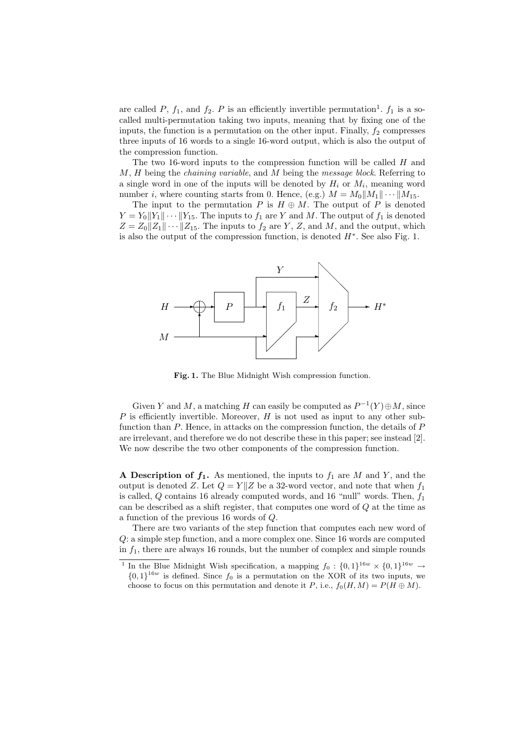are called $P$, $f_1$, and $f_2$. $P$ is an efficiently invertible permutation[1]. $f_1$ is a so-called multi-permutation taking two inputs, meaning that by fixing one of the inputs, the function is a permutation on the other input. Finally, $f_2$ compresses three inputs of 16 words to a single 16-word output, which is also the output of the compression function.

The two 16-word inputs to the compression function will be called $H$ and $M$, $H$ being the *chaining variable*, and $M$ being the *message block*. Referring to a single word in one of the inputs will be denoted by $H_i$ or $M_i$, meaning word number $i$, where counting starts from 0. Hence, (e.g.) $M = M_0 \| M_1 \| \cdots \| M_{15}$.

The input to the permutation $P$ is $H \oplus M$. The output of $P$ is denoted $Y = Y_0 \| Y_1 \| \cdots \| Y_{15}$. The inputs to $f_1$ are $Y$ and $M$. The output of $f_1$ is denoted $Z = Z_0 \| Z_1 \| \cdots \| Z_{15}$. The inputs to $f_2$ are $Y$, $Z$, and $M$, and the output, which is also the output of the compression function, is denoted $H^*$. See also Fig. 1.

**Fig. 1.** The Blue Midnight Wish compression function.

Given $Y$ and $M$, a matching $H$ can easily be computed as $P^{-1}(Y) \oplus M$, since $P$ is efficiently invertible. Moreover, $H$ is not used as input to any other sub-function than $P$. Hence, in attacks on the compression function, the details of $P$ are irrelevant, and therefore we do not describe these in this paper; see instead [2]. We now describe the two other components of the compression function.

**A Description of $f_1$.** As mentioned, the inputs to $f_1$ are $M$ and $Y$, and the output is denoted $Z$. Let $Q = Y \| Z$ be a 32-word vector, and note that when $f_1$ is called, $Q$ contains 16 already computed words, and 16 "null" words. Then, $f_1$ can be described as a shift register, that computes one word of $Q$ at the time as a function of the previous 16 words of $Q$.

There are two variants of the step function that computes each new word of $Q$: a simple step function, and a more complex one. Since 16 words are computed in $f_1$, there are always 16 rounds, but the number of complex and simple rounds

[1] In the Blue Midnight Wish specification, a mapping $f_0 : \{0,1\}^{16w} \times \{0,1\}^{16w} \rightarrow \{0,1\}^{16w}$ is defined. Since $f_0$ is a permutation on the XOR of its two inputs, we choose to focus on this permutation and denote it $P$, i.e., $f_0(H, M) = P(H \oplus M)$.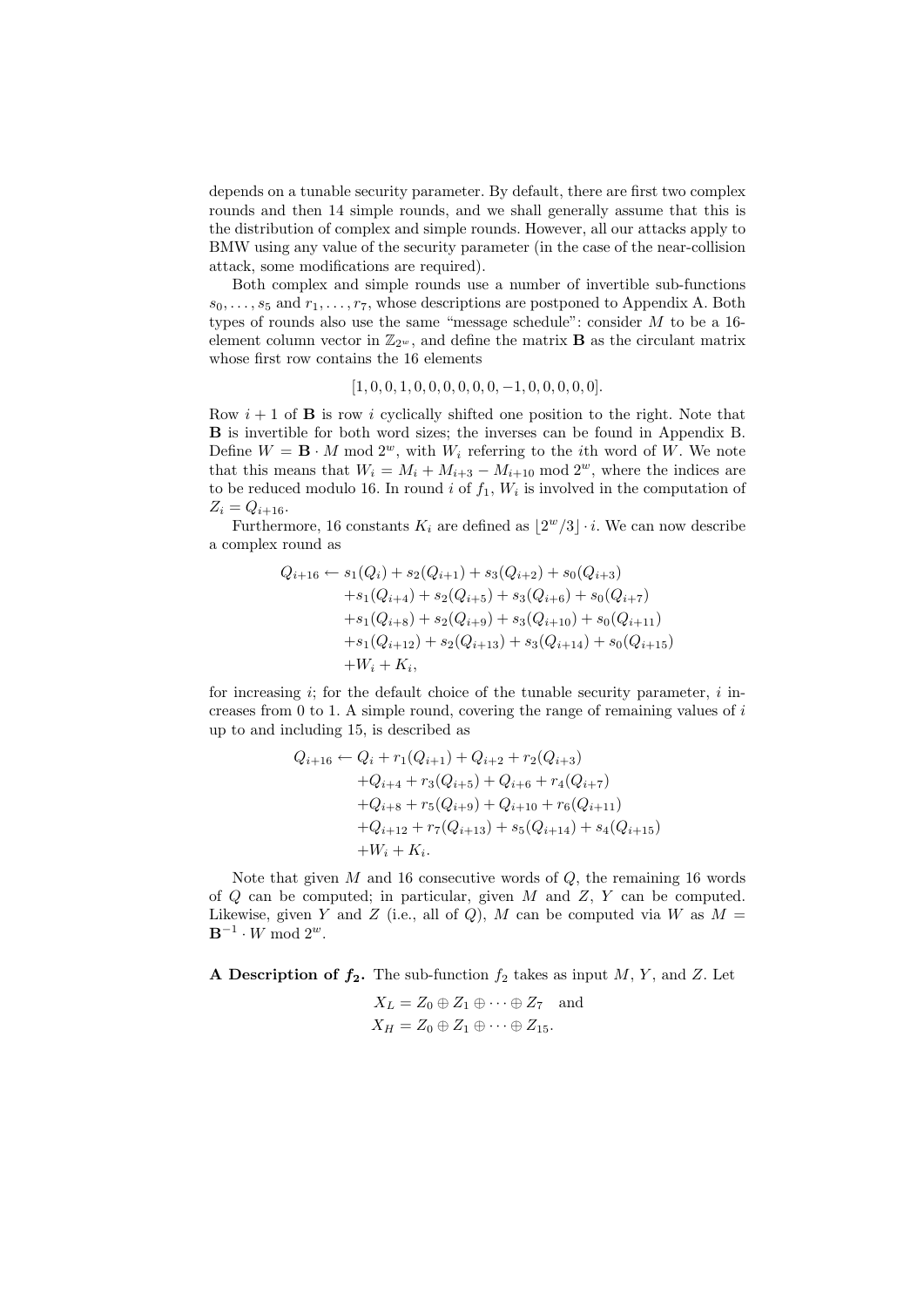depends on a tunable security parameter. By default, there are first two complex rounds and then 14 simple rounds, and we shall generally assume that this is the distribution of complex and simple rounds. However, all our attacks apply to BMW using any value of the security parameter (in the case of the near-collision attack, some modifications are required).

Both complex and simple rounds use a number of invertible sub-functions $s_0, \ldots, s_5$ and $r_1, \ldots, r_7$, whose descriptions are postponed to Appendix A. Both types of rounds also use the same "message schedule": consider $M$ to be a 16-element column vector in $\mathbb{Z}_{2^w}$, and define the matrix $\mathbf{B}$ as the circulant matrix whose first row contains the 16 elements

$$[1, 0, 0, 1, 0, 0, 0, 0, 0, 0, -1, 0, 0, 0, 0, 0].$$

Row $i + 1$ of $\mathbf{B}$ is row $i$ cyclically shifted one position to the right. Note that $\mathbf{B}$ is invertible for both word sizes; the inverses can be found in Appendix B. Define $W = \mathbf{B} \cdot M \bmod 2^w$, with $W_i$ referring to the $i$th word of $W$. We note that this means that $W_i = M_i + M_{i+3} - M_{i+10} \bmod 2^w$, where the indices are to be reduced modulo 16. In round $i$ of $f_1$, $W_i$ is involved in the computation of $Z_i = Q_{i+16}$.

Furthermore, 16 constants $K_i$ are defined as $\lfloor 2^w/3 \rfloor \cdot i$. We can now describe a complex round as

$$
\begin{aligned}
Q_{i+16} \leftarrow\ & s_1(Q_i) + s_2(Q_{i+1}) + s_3(Q_{i+2}) + s_0(Q_{i+3}) \\
& + s_1(Q_{i+4}) + s_2(Q_{i+5}) + s_3(Q_{i+6}) + s_0(Q_{i+7}) \\
& + s_1(Q_{i+8}) + s_2(Q_{i+9}) + s_3(Q_{i+10}) + s_0(Q_{i+11}) \\
& + s_1(Q_{i+12}) + s_2(Q_{i+13}) + s_3(Q_{i+14}) + s_0(Q_{i+15}) \\
& + W_i + K_i,
\end{aligned}
$$

for increasing $i$; for the default choice of the tunable security parameter, $i$ increases from 0 to 1. A simple round, covering the range of remaining values of $i$ up to and including 15, is described as

$$
\begin{aligned}
Q_{i+16} \leftarrow\ & Q_i + r_1(Q_{i+1}) + Q_{i+2} + r_2(Q_{i+3}) \\
& + Q_{i+4} + r_3(Q_{i+5}) + Q_{i+6} + r_4(Q_{i+7}) \\
& + Q_{i+8} + r_5(Q_{i+9}) + Q_{i+10} + r_6(Q_{i+11}) \\
& + Q_{i+12} + r_7(Q_{i+13}) + s_5(Q_{i+14}) + s_4(Q_{i+15}) \\
& + W_i + K_i.
\end{aligned}
$$

Note that given $M$ and 16 consecutive words of $Q$, the remaining 16 words of $Q$ can be computed; in particular, given $M$ and $Z$, $Y$ can be computed. Likewise, given $Y$ and $Z$ (i.e., all of $Q$), $M$ can be computed via $W$ as $M = \mathbf{B}^{-1} \cdot W \bmod 2^w$.

**A Description of $f_2$.** The sub-function $f_2$ takes as input $M$, $Y$, and $Z$. Let

$$
\begin{aligned}
X_L &= Z_0 \oplus Z_1 \oplus \cdots \oplus Z_7 \quad \text{and} \\
X_H &= Z_0 \oplus Z_1 \oplus \cdots \oplus Z_{15}.
\end{aligned}
$$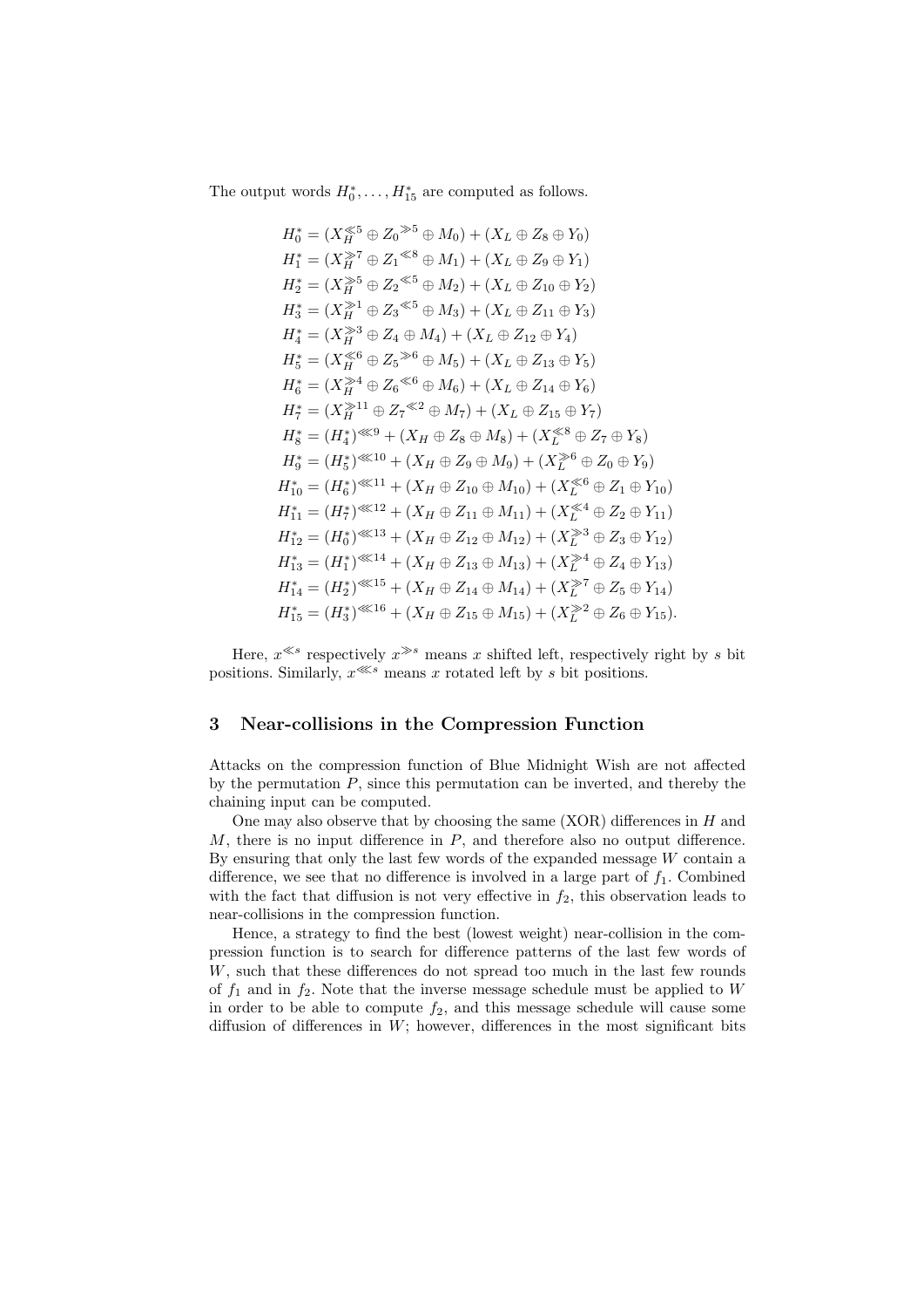The output words $H_0^*, \ldots, H_{15}^*$ are computed as follows.

$$
\begin{aligned}
H_0^* &= (X_H^{\ll 5} \oplus Z_0^{\gg 5} \oplus M_0) + (X_L \oplus Z_8 \oplus Y_0) \\
H_1^* &= (X_H^{\gg 7} \oplus Z_1^{\ll 8} \oplus M_1) + (X_L \oplus Z_9 \oplus Y_1) \\
H_2^* &= (X_H^{\gg 5} \oplus Z_2^{\ll 5} \oplus M_2) + (X_L \oplus Z_{10} \oplus Y_2) \\
H_3^* &= (X_H^{\gg 1} \oplus Z_3^{\ll 5} \oplus M_3) + (X_L \oplus Z_{11} \oplus Y_3) \\
H_4^* &= (X_H^{\gg 3} \oplus Z_4 \oplus M_4) + (X_L \oplus Z_{12} \oplus Y_4) \\
H_5^* &= (X_H^{\ll 6} \oplus Z_5^{\gg 6} \oplus M_5) + (X_L \oplus Z_{13} \oplus Y_5) \\
H_6^* &= (X_H^{\gg 4} \oplus Z_6^{\ll 6} \oplus M_6) + (X_L \oplus Z_{14} \oplus Y_6) \\
H_7^* &= (X_H^{\gg 11} \oplus Z_7^{\ll 2} \oplus M_7) + (X_L \oplus Z_{15} \oplus Y_7) \\
H_8^* &= (H_4^*)^{\lll 9} + (X_H \oplus Z_8 \oplus M_8) + (X_L^{\ll 8} \oplus Z_7 \oplus Y_8) \\
H_9^* &= (H_5^*)^{\lll 10} + (X_H \oplus Z_9 \oplus M_9) + (X_L^{\gg 6} \oplus Z_0 \oplus Y_9) \\
H_{10}^* &= (H_6^*)^{\lll 11} + (X_H \oplus Z_{10} \oplus M_{10}) + (X_L^{\ll 6} \oplus Z_1 \oplus Y_{10}) \\
H_{11}^* &= (H_7^*)^{\lll 12} + (X_H \oplus Z_{11} \oplus M_{11}) + (X_L^{\ll 4} \oplus Z_2 \oplus Y_{11}) \\
H_{12}^* &= (H_0^*)^{\lll 13} + (X_H \oplus Z_{12} \oplus M_{12}) + (X_L^{\gg 3} \oplus Z_3 \oplus Y_{12}) \\
H_{13}^* &= (H_1^*)^{\lll 14} + (X_H \oplus Z_{13} \oplus M_{13}) + (X_L^{\gg 4} \oplus Z_4 \oplus Y_{13}) \\
H_{14}^* &= (H_2^*)^{\lll 15} + (X_H \oplus Z_{14} \oplus M_{14}) + (X_L^{\gg 7} \oplus Z_5 \oplus Y_{14}) \\
H_{15}^* &= (H_3^*)^{\lll 16} + (X_H \oplus Z_{15} \oplus M_{15}) + (X_L^{\gg 2} \oplus Z_6 \oplus Y_{15}).
\end{aligned}
$$

Here, $x^{\ll s}$ respectively $x^{\gg s}$ means $x$ shifted left, respectively right by $s$ bit positions. Similarly, $x^{\lll s}$ means $x$ rotated left by $s$ bit positions.

## 3 Near-collisions in the Compression Function

Attacks on the compression function of Blue Midnight Wish are not affected by the permutation $P$, since this permutation can be inverted, and thereby the chaining input can be computed.

One may also observe that by choosing the same (XOR) differences in $H$ and $M$, there is no input difference in $P$, and therefore also no output difference. By ensuring that only the last few words of the expanded message $W$ contain a difference, we see that no difference is involved in a large part of $f_1$. Combined with the fact that diffusion is not very effective in $f_2$, this observation leads to near-collisions in the compression function.

Hence, a strategy to find the best (lowest weight) near-collision in the compression function is to search for difference patterns of the last few words of $W$, such that these differences do not spread too much in the last few rounds of $f_1$ and in $f_2$. Note that the inverse message schedule must be applied to $W$ in order to be able to compute $f_2$, and this message schedule will cause some diffusion of differences in $W$; however, differences in the most significant bits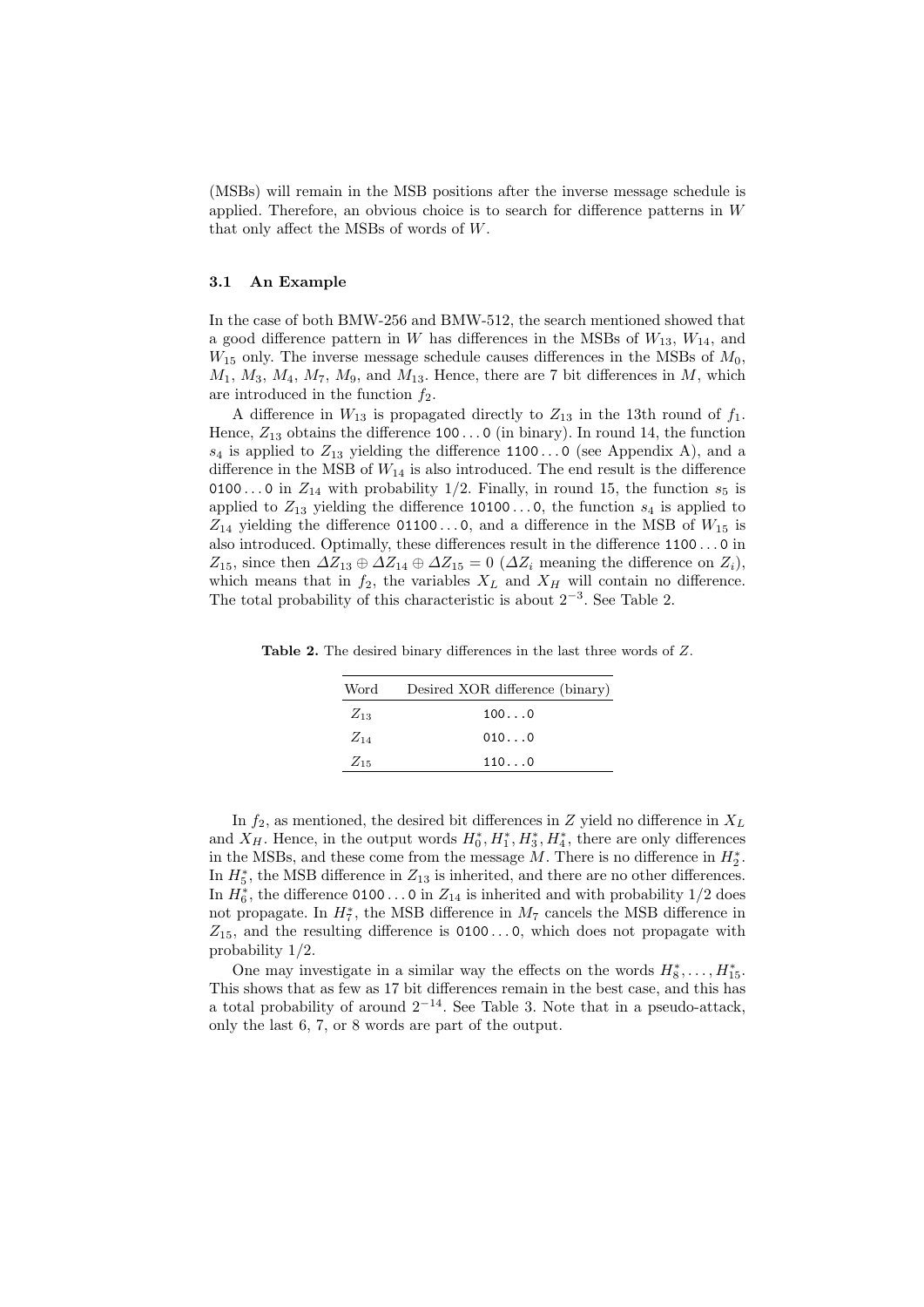(MSBs) will remain in the MSB positions after the inverse message schedule is applied. Therefore, an obvious choice is to search for difference patterns in $W$ that only affect the MSBs of words of $W$.

### 3.1 An Example

In the case of both BMW-256 and BMW-512, the search mentioned showed that a good difference pattern in $W$ has differences in the MSBs of $W_{13}$, $W_{14}$, and $W_{15}$ only. The inverse message schedule causes differences in the MSBs of $M_0$, $M_1$, $M_3$, $M_4$, $M_7$, $M_9$, and $M_{13}$. Hence, there are 7 bit differences in $M$, which are introduced in the function $f_2$.

A difference in $W_{13}$ is propagated directly to $Z_{13}$ in the 13th round of $f_1$. Hence, $Z_{13}$ obtains the difference `100...0` (in binary). In round 14, the function $s_4$ is applied to $Z_{13}$ yielding the difference `1100...0` (see Appendix A), and a difference in the MSB of $W_{14}$ is also introduced. The end result is the difference `0100...0` in $Z_{14}$ with probability 1/2. Finally, in round 15, the function $s_5$ is applied to $Z_{13}$ yielding the difference `10100...0`, the function $s_4$ is applied to $Z_{14}$ yielding the difference `01100...0`, and a difference in the MSB of $W_{15}$ is also introduced. Optimally, these differences result in the difference `1100...0` in $Z_{15}$, since then $\Delta Z_{13} \oplus \Delta Z_{14} \oplus \Delta Z_{15} = 0$ ($\Delta Z_i$ meaning the difference on $Z_i$), which means that in $f_2$, the variables $X_L$ and $X_H$ will contain no difference. The total probability of this characteristic is about $2^{-3}$. See Table 2.

**Table 2.** The desired binary differences in the last three words of $Z$.

| Word | Desired XOR difference (binary) |
|---|---|
| $Z_{13}$ | `100...0` |
| $Z_{14}$ | `010...0` |
| $Z_{15}$ | `110...0` |

In $f_2$, as mentioned, the desired bit differences in $Z$ yield no difference in $X_L$ and $X_H$. Hence, in the output words $H_0^*, H_1^*, H_3^*, H_4^*$, there are only differences in the MSBs, and these come from the message $M$. There is no difference in $H_2^*$. In $H_5^*$, the MSB difference in $Z_{13}$ is inherited, and there are no other differences. In $H_6^*$, the difference `0100...0` in $Z_{14}$ is inherited and with probability 1/2 does not propagate. In $H_7^*$, the MSB difference in $M_7$ cancels the MSB difference in $Z_{15}$, and the resulting difference is `0100...0`, which does not propagate with probability 1/2.

One may investigate in a similar way the effects on the words $H_8^*, \ldots, H_{15}^*$. This shows that as few as 17 bit differences remain in the best case, and this has a total probability of around $2^{-14}$. See Table 3. Note that in a pseudo-attack, only the last 6, 7, or 8 words are part of the output.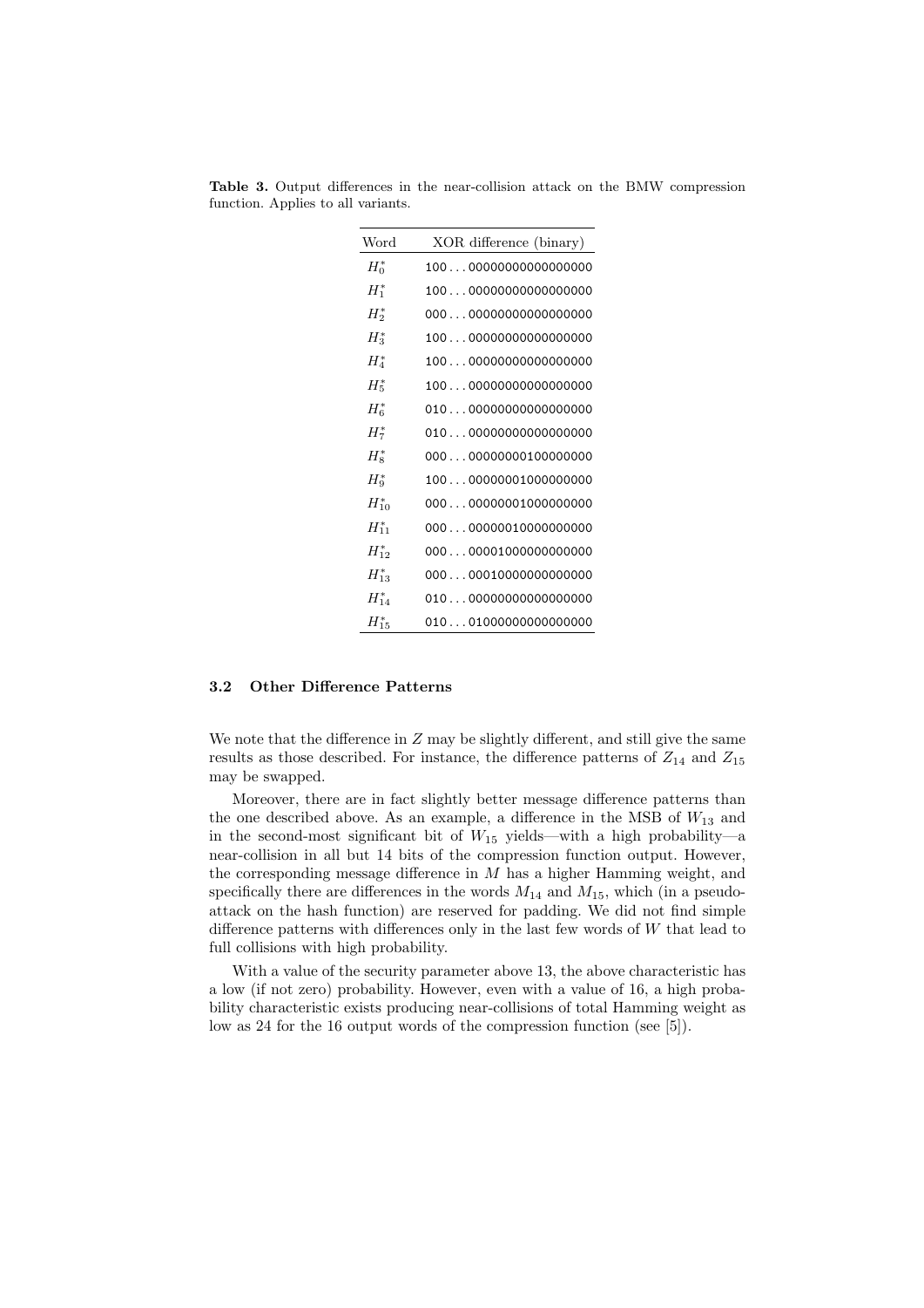**Table 3.** Output differences in the near-collision attack on the BMW compression function. Applies to all variants.

| Word | XOR difference (binary) |
|---|---|
| $H_0^*$ | 100...00000000000000000 |
| $H_1^*$ | 100...00000000000000000 |
| $H_2^*$ | 000...00000000000000000 |
| $H_3^*$ | 100...00000000000000000 |
| $H_4^*$ | 100...00000000000000000 |
| $H_5^*$ | 100...00000000000000000 |
| $H_6^*$ | 010...00000000000000000 |
| $H_7^*$ | 010...00000000000000000 |
| $H_8^*$ | 000...00000000100000000 |
| $H_9^*$ | 100...00000001000000000 |
| $H_{10}^*$ | 000...00000001000000000 |
| $H_{11}^*$ | 000...00000010000000000 |
| $H_{12}^*$ | 000...00001000000000000 |
| $H_{13}^*$ | 000...00010000000000000 |
| $H_{14}^*$ | 010...00000000000000000 |
| $H_{15}^*$ | 010...01000000000000000 |

### 3.2 Other Difference Patterns

We note that the difference in $Z$ may be slightly different, and still give the same results as those described. For instance, the difference patterns of $Z_{14}$ and $Z_{15}$ may be swapped.

Moreover, there are in fact slightly better message difference patterns than the one described above. As an example, a difference in the MSB of $W_{13}$ and in the second-most significant bit of $W_{15}$ yields—with a high probability—a near-collision in all but 14 bits of the compression function output. However, the corresponding message difference in $M$ has a higher Hamming weight, and specifically there are differences in the words $M_{14}$ and $M_{15}$, which (in a pseudo-attack on the hash function) are reserved for padding. We did not find simple difference patterns with differences only in the last few words of $W$ that lead to full collisions with high probability.

With a value of the security parameter above 13, the above characteristic has a low (if not zero) probability. However, even with a value of 16, a high probability characteristic exists producing near-collisions of total Hamming weight as low as 24 for the 16 output words of the compression function (see [5]).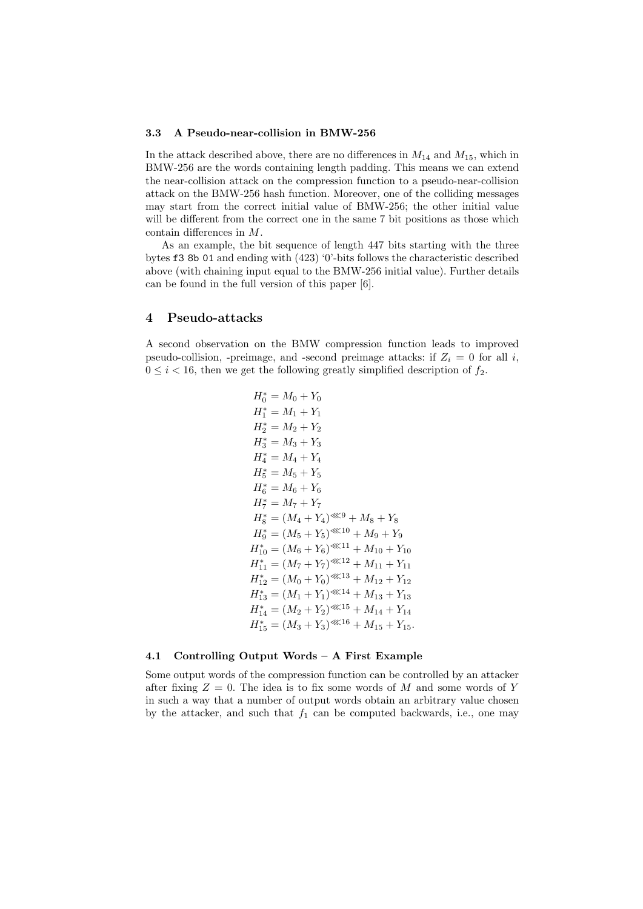### 3.3 A Pseudo-near-collision in BMW-256

In the attack described above, there are no differences in $M_{14}$ and $M_{15}$, which in BMW-256 are the words containing length padding. This means we can extend the near-collision attack on the compression function to a pseudo-near-collision attack on the BMW-256 hash function. Moreover, one of the colliding messages may start from the correct initial value of BMW-256; the other initial value will be different from the correct one in the same 7 bit positions as those which contain differences in $M$.

As an example, the bit sequence of length 447 bits starting with the three bytes `f3 8b 01` and ending with (423) '0'-bits follows the characteristic described above (with chaining input equal to the BMW-256 initial value). Further details can be found in the full version of this paper [6].

## 4 Pseudo-attacks

A second observation on the BMW compression function leads to improved pseudo-collision, -preimage, and -second preimage attacks: if $Z_i = 0$ for all $i$, $0 \le i < 16$, then we get the following greatly simplified description of $f_2$.

$$
\begin{aligned}
H_0^* &= M_0 + Y_0 \\
H_1^* &= M_1 + Y_1 \\
H_2^* &= M_2 + Y_2 \\
H_3^* &= M_3 + Y_3 \\
H_4^* &= M_4 + Y_4 \\
H_5^* &= M_5 + Y_5 \\
H_6^* &= M_6 + Y_6 \\
H_7^* &= M_7 + Y_7 \\
H_8^* &= (M_4 + Y_4)^{\lll 9} + M_8 + Y_8 \\
H_9^* &= (M_5 + Y_5)^{\lll 10} + M_9 + Y_9 \\
H_{10}^* &= (M_6 + Y_6)^{\lll 11} + M_{10} + Y_{10} \\
H_{11}^* &= (M_7 + Y_7)^{\lll 12} + M_{11} + Y_{11} \\
H_{12}^* &= (M_0 + Y_0)^{\lll 13} + M_{12} + Y_{12} \\
H_{13}^* &= (M_1 + Y_1)^{\lll 14} + M_{13} + Y_{13} \\
H_{14}^* &= (M_2 + Y_2)^{\lll 15} + M_{14} + Y_{14} \\
H_{15}^* &= (M_3 + Y_3)^{\lll 16} + M_{15} + Y_{15}.
\end{aligned}
$$

### 4.1 Controlling Output Words – A First Example

Some output words of the compression function can be controlled by an attacker after fixing $Z = 0$. The idea is to fix some words of $M$ and some words of $Y$ in such a way that a number of output words obtain an arbitrary value chosen by the attacker, and such that $f_1$ can be computed backwards, i.e., one may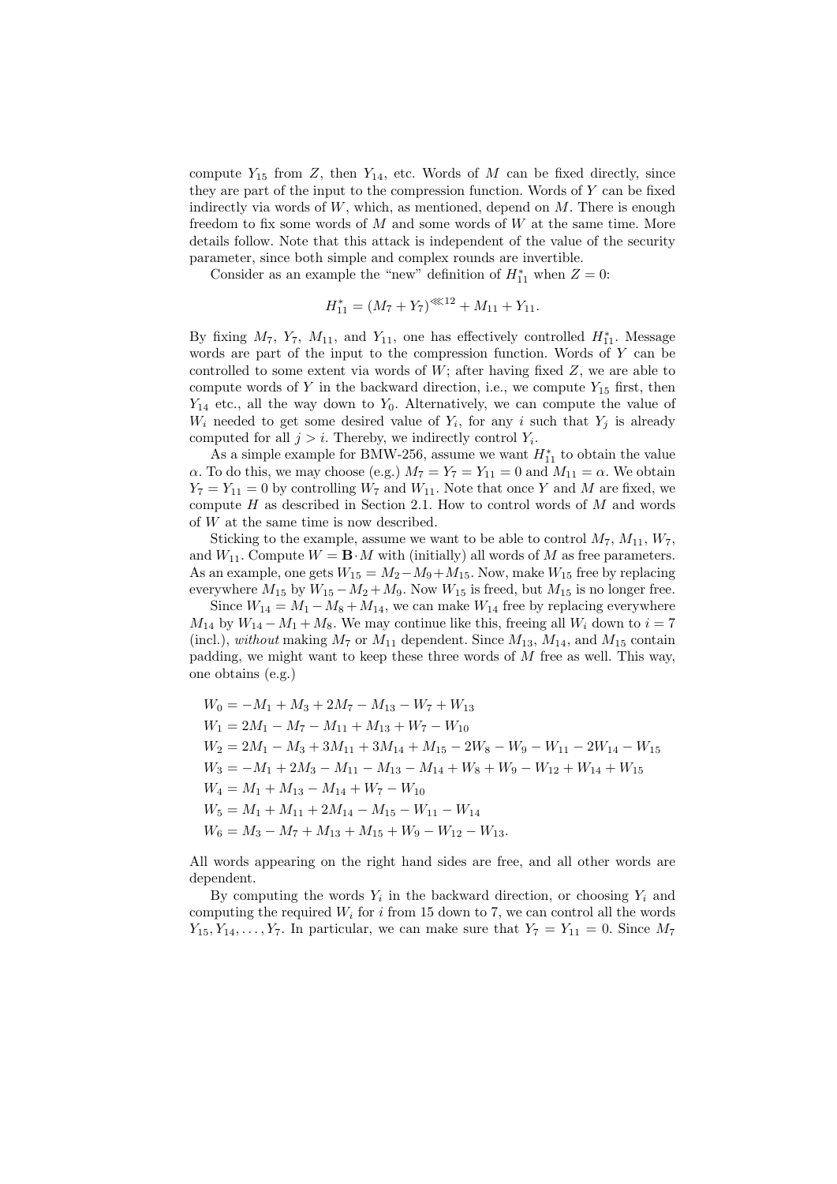compute $Y_{15}$ from $Z$, then $Y_{14}$, etc. Words of $M$ can be fixed directly, since they are part of the input to the compression function. Words of $Y$ can be fixed indirectly via words of $W$, which, as mentioned, depend on $M$. There is enough freedom to fix some words of $M$ and some words of $W$ at the same time. More details follow. Note that this attack is independent of the value of the security parameter, since both simple and complex rounds are invertible.

Consider as an example the "new" definition of $H^*_{11}$ when $Z = 0$:

$$H^*_{11} = (M_7 + Y_7)^{\lll 12} + M_{11} + Y_{11}.$$

By fixing $M_7$, $Y_7$, $M_{11}$, and $Y_{11}$, one has effectively controlled $H^*_{11}$. Message words are part of the input to the compression function. Words of $Y$ can be controlled to some extent via words of $W$; after having fixed $Z$, we are able to compute words of $Y$ in the backward direction, i.e., we compute $Y_{15}$ first, then $Y_{14}$ etc., all the way down to $Y_0$. Alternatively, we can compute the value of $W_i$ needed to get some desired value of $Y_i$, for any $i$ such that $Y_j$ is already computed for all $j > i$. Thereby, we indirectly control $Y_i$.

As a simple example for BMW-256, assume we want $H^*_{11}$ to obtain the value $\alpha$. To do this, we may choose (e.g.) $M_7 = Y_7 = Y_{11} = 0$ and $M_{11} = \alpha$. We obtain $Y_7 = Y_{11} = 0$ by controlling $W_7$ and $W_{11}$. Note that once $Y$ and $M$ are fixed, we compute $H$ as described in Section 2.1. How to control words of $M$ and words of $W$ at the same time is now described.

Sticking to the example, assume we want to be able to control $M_7$, $M_{11}$, $W_7$, and $W_{11}$. Compute $W = \mathbf{B} \cdot M$ with (initially) all words of $M$ as free parameters. As an example, one gets $W_{15} = M_2 - M_9 + M_{15}$. Now, make $W_{15}$ free by replacing everywhere $M_{15}$ by $W_{15} - M_2 + M_9$. Now $W_{15}$ is freed, but $M_{15}$ is no longer free.

Since $W_{14} = M_1 - M_8 + M_{14}$, we can make $W_{14}$ free by replacing everywhere $M_{14}$ by $W_{14} - M_1 + M_8$. We may continue like this, freeing all $W_i$ down to $i = 7$ (incl.), *without* making $M_7$ or $M_{11}$ dependent. Since $M_{13}$, $M_{14}$, and $M_{15}$ contain padding, we might want to keep these three words of $M$ free as well. This way, one obtains (e.g.)

$$
\begin{aligned}
W_0 &= -M_1 + M_3 + 2M_7 - M_{13} - W_7 + W_{13} \\
W_1 &= 2M_1 - M_7 - M_{11} + M_{13} + W_7 - W_{10} \\
W_2 &= 2M_1 - M_3 + 3M_{11} + 3M_{14} + M_{15} - 2W_8 - W_9 - W_{11} - 2W_{14} - W_{15} \\
W_3 &= -M_1 + 2M_3 - M_{11} - M_{13} - M_{14} + W_8 + W_9 - W_{12} + W_{14} + W_{15} \\
W_4 &= M_1 + M_{13} - M_{14} + W_7 - W_{10} \\
W_5 &= M_1 + M_{11} + 2M_{14} - M_{15} - W_{11} - W_{14} \\
W_6 &= M_3 - M_7 + M_{13} + M_{15} + W_9 - W_{12} - W_{13}.
\end{aligned}
$$

All words appearing on the right hand sides are free, and all other words are dependent.

By computing the words $Y_i$ in the backward direction, or choosing $Y_i$ and computing the required $W_i$ for $i$ from 15 down to 7, we can control all the words $Y_{15}, Y_{14}, \ldots, Y_7$. In particular, we can make sure that $Y_7 = Y_{11} = 0$. Since $M_7$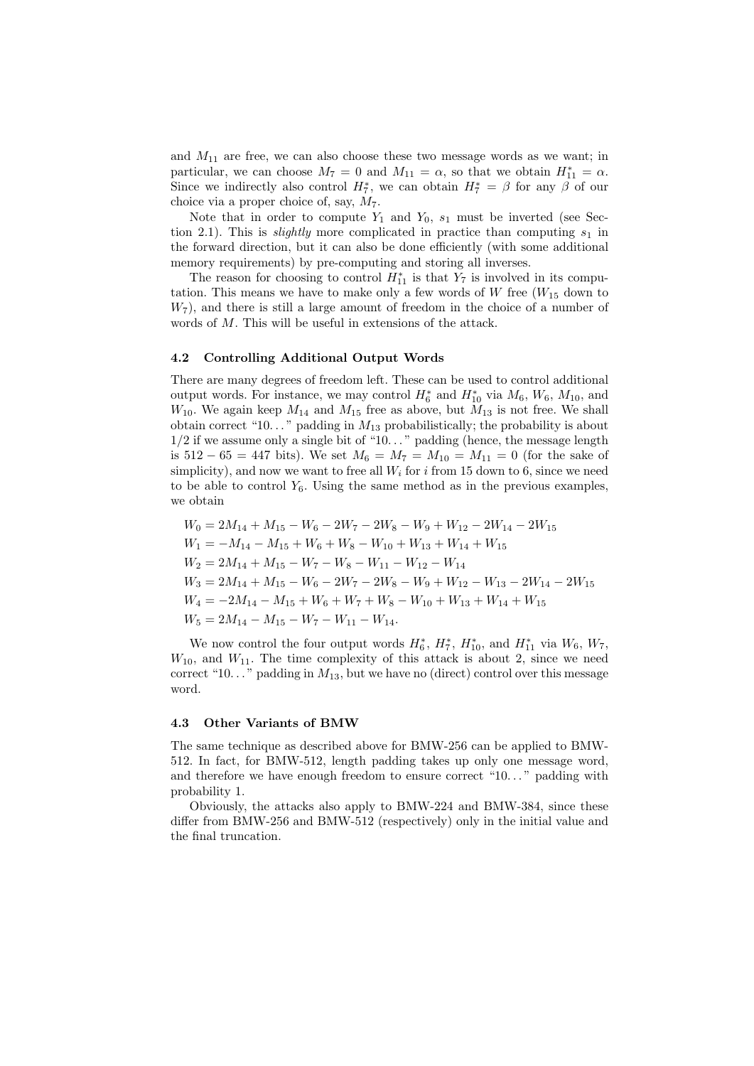and $M_{11}$ are free, we can also choose these two message words as we want; in particular, we can choose $M_7 = 0$ and $M_{11} = \alpha$, so that we obtain $H^*_{11} = \alpha$. Since we indirectly also control $H^*_7$, we can obtain $H^*_7 = \beta$ for any $\beta$ of our choice via a proper choice of, say, $M_7$.

Note that in order to compute $Y_1$ and $Y_0$, $s_1$ must be inverted (see Section 2.1). This is *slightly* more complicated in practice than computing $s_1$ in the forward direction, but it can also be done efficiently (with some additional memory requirements) by pre-computing and storing all inverses.

The reason for choosing to control $H^*_{11}$ is that $Y_7$ is involved in its computation. This means we have to make only a few words of $W$ free ($W_{15}$ down to $W_7$), and there is still a large amount of freedom in the choice of a number of words of $M$. This will be useful in extensions of the attack.

### 4.2 Controlling Additional Output Words

There are many degrees of freedom left. These can be used to control additional output words. For instance, we may control $H^*_6$ and $H^*_{10}$ via $M_6$, $W_6$, $M_{10}$, and $W_{10}$. We again keep $M_{14}$ and $M_{15}$ free as above, but $M_{13}$ is not free. We shall obtain correct "10..." padding in $M_{13}$ probabilistically; the probability is about 1/2 if we assume only a single bit of "10..." padding (hence, the message length is $512 - 65 = 447$ bits). We set $M_6 = M_7 = M_{10} = M_{11} = 0$ (for the sake of simplicity), and now we want to free all $W_i$ for $i$ from 15 down to 6, since we need to be able to control $Y_6$. Using the same method as in the previous examples, we obtain

$$
\begin{aligned}
W_0 &= 2M_{14} + M_{15} - W_6 - 2W_7 - 2W_8 - W_9 + W_{12} - 2W_{14} - 2W_{15} \\
W_1 &= -M_{14} - M_{15} + W_6 + W_8 - W_{10} + W_{13} + W_{14} + W_{15} \\
W_2 &= 2M_{14} + M_{15} - W_7 - W_8 - W_{11} - W_{12} - W_{14} \\
W_3 &= 2M_{14} + M_{15} - W_6 - 2W_7 - 2W_8 - W_9 + W_{12} - W_{13} - 2W_{14} - 2W_{15} \\
W_4 &= -2M_{14} - M_{15} + W_6 + W_7 + W_8 - W_{10} + W_{13} + W_{14} + W_{15} \\
W_5 &= 2M_{14} - M_{15} - W_7 - W_{11} - W_{14}.
\end{aligned}
$$

We now control the four output words $H^*_6$, $H^*_7$, $H^*_{10}$, and $H^*_{11}$ via $W_6$, $W_7$, $W_{10}$, and $W_{11}$. The time complexity of this attack is about 2, since we need correct "10..." padding in $M_{13}$, but we have no (direct) control over this message word.

### 4.3 Other Variants of BMW

The same technique as described above for BMW-256 can be applied to BMW-512. In fact, for BMW-512, length padding takes up only one message word, and therefore we have enough freedom to ensure correct "10..." padding with probability 1.

Obviously, the attacks also apply to BMW-224 and BMW-384, since these differ from BMW-256 and BMW-512 (respectively) only in the initial value and the final truncation.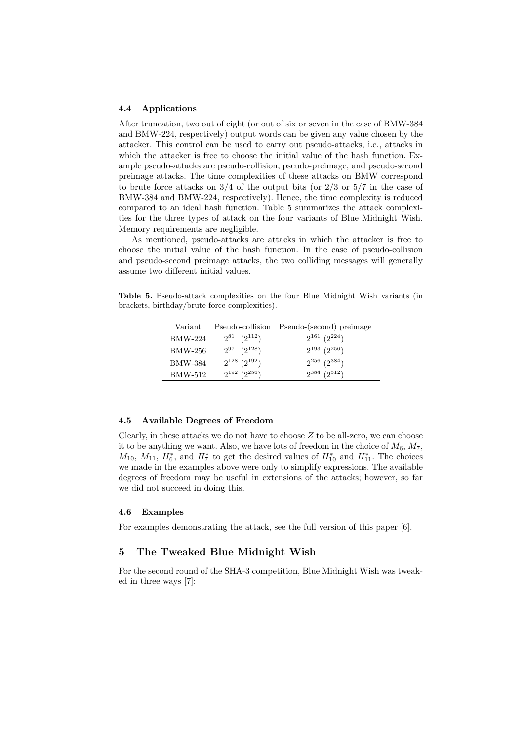### 4.4 Applications

After truncation, two out of eight (or out of six or seven in the case of BMW-384 and BMW-224, respectively) output words can be given any value chosen by the attacker. This control can be used to carry out pseudo-attacks, i.e., attacks in which the attacker is free to choose the initial value of the hash function. Example pseudo-attacks are pseudo-collision, pseudo-preimage, and pseudo-second preimage attacks. The time complexities of these attacks on BMW correspond to brute force attacks on 3/4 of the output bits (or 2/3 or 5/7 in the case of BMW-384 and BMW-224, respectively). Hence, the time complexity is reduced compared to an ideal hash function. Table 5 summarizes the attack complexities for the three types of attack on the four variants of Blue Midnight Wish. Memory requirements are negligible.

As mentioned, pseudo-attacks are attacks in which the attacker is free to choose the initial value of the hash function. In the case of pseudo-collision and pseudo-second preimage attacks, the two colliding messages will generally assume two different initial values.

**Table 5.** Pseudo-attack complexities on the four Blue Midnight Wish variants (in brackets, birthday/brute force complexities).

| Variant | Pseudo-collision | Pseudo-(second) preimage |
|---|---|---|
| BMW-224 | $2^{81}$ $(2^{112})$ | $2^{161}$ $(2^{224})$ |
| BMW-256 | $2^{97}$ $(2^{128})$ | $2^{193}$ $(2^{256})$ |
| BMW-384 | $2^{128}$ $(2^{192})$ | $2^{256}$ $(2^{384})$ |
| BMW-512 | $2^{192}$ $(2^{256})$ | $2^{384}$ $(2^{512})$ |

### 4.5 Available Degrees of Freedom

Clearly, in these attacks we do not have to choose $Z$ to be all-zero, we can choose it to be anything we want. Also, we have lots of freedom in the choice of $M_6$, $M_7$, $M_{10}$, $M_{11}$, $H_6^*$, and $H_7^*$ to get the desired values of $H_{10}^*$ and $H_{11}^*$. The choices we made in the examples above were only to simplify expressions. The available degrees of freedom may be useful in extensions of the attacks; however, so far we did not succeed in doing this.

### 4.6 Examples

For examples demonstrating the attack, see the full version of this paper [6].

## 5 The Tweaked Blue Midnight Wish

For the second round of the SHA-3 competition, Blue Midnight Wish was tweaked in three ways [7]: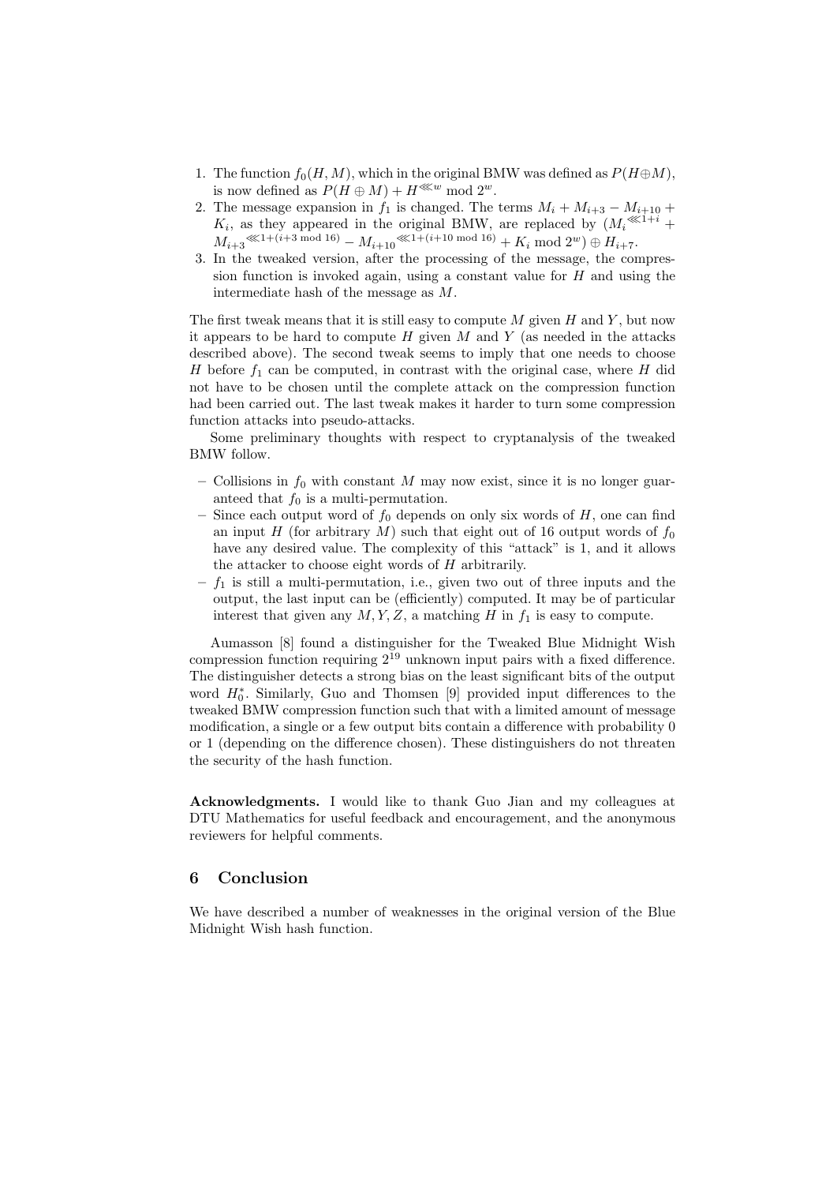1. The function $f_0(H, M)$, which in the original BMW was defined as $P(H \oplus M)$, is now defined as $P(H \oplus M) + H^{\lll w} \bmod 2^w$.
2. The message expansion in $f_1$ is changed. The terms $M_i + M_{i+3} - M_{i+10} + K_i$, as they appeared in the original BMW, are replaced by $(M_i^{\lll 1+i} + M_{i+3}^{\lll 1+(i+3 \bmod 16)} - M_{i+10}^{\lll 1+(i+10 \bmod 16)} + K_i \bmod 2^w) \oplus H_{i+7}$.
3. In the tweaked version, after the processing of the message, the compression function is invoked again, using a constant value for $H$ and using the intermediate hash of the message as $M$.

The first tweak means that it is still easy to compute $M$ given $H$ and $Y$, but now it appears to be hard to compute $H$ given $M$ and $Y$ (as needed in the attacks described above). The second tweak seems to imply that one needs to choose $H$ before $f_1$ can be computed, in contrast with the original case, where $H$ did not have to be chosen until the complete attack on the compression function had been carried out. The last tweak makes it harder to turn some compression function attacks into pseudo-attacks.

Some preliminary thoughts with respect to cryptanalysis of the tweaked BMW follow.

- Collisions in $f_0$ with constant $M$ may now exist, since it is no longer guaranteed that $f_0$ is a multi-permutation.
- Since each output word of $f_0$ depends on only six words of $H$, one can find an input $H$ (for arbitrary $M$) such that eight out of 16 output words of $f_0$ have any desired value. The complexity of this "attack" is 1, and it allows the attacker to choose eight words of $H$ arbitrarily.
- $f_1$ is still a multi-permutation, i.e., given two out of three inputs and the output, the last input can be (efficiently) computed. It may be of particular interest that given any $M, Y, Z$, a matching $H$ in $f_1$ is easy to compute.

Aumasson [8] found a distinguisher for the Tweaked Blue Midnight Wish compression function requiring $2^{19}$ unknown input pairs with a fixed difference. The distinguisher detects a strong bias on the least significant bits of the output word $H_0^*$. Similarly, Guo and Thomsen [9] provided input differences to the tweaked BMW compression function such that with a limited amount of message modification, a single or a few output bits contain a difference with probability 0 or 1 (depending on the difference chosen). These distinguishers do not threaten the security of the hash function.

**Acknowledgments.** I would like to thank Guo Jian and my colleagues at DTU Mathematics for useful feedback and encouragement, and the anonymous reviewers for helpful comments.

## 6 Conclusion

We have described a number of weaknesses in the original version of the Blue Midnight Wish hash function.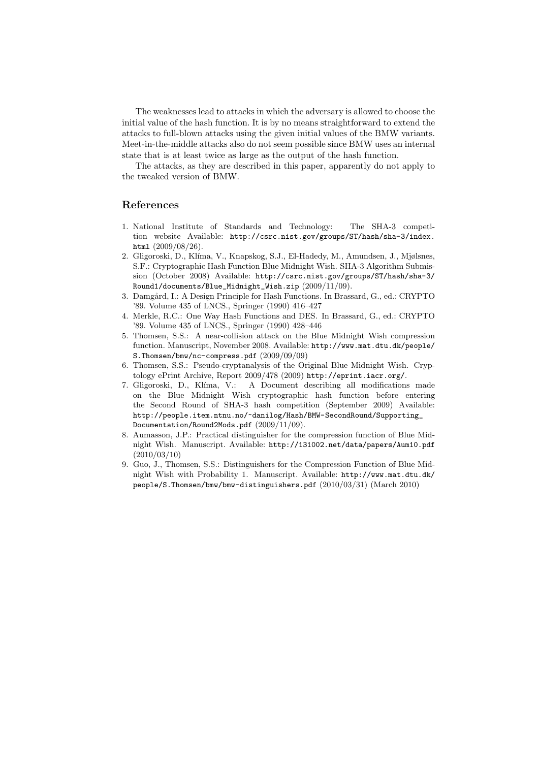The weaknesses lead to attacks in which the adversary is allowed to choose the initial value of the hash function. It is by no means straightforward to extend the attacks to full-blown attacks using the given initial values of the BMW variants. Meet-in-the-middle attacks also do not seem possible since BMW uses an internal state that is at least twice as large as the output of the hash function.

The attacks, as they are described in this paper, apparently do not apply to the tweaked version of BMW.

## References

1. National Institute of Standards and Technology: The SHA-3 competition website Available: `http://csrc.nist.gov/groups/ST/hash/sha-3/index.html` (2009/08/26).
2. Gligoroski, D., Klíma, V., Knapskog, S.J., El-Hadedy, M., Amundsen, J., Mjølsnes, S.F.: Cryptographic Hash Function Blue Midnight Wish. SHA-3 Algorithm Submission (October 2008) Available: `http://csrc.nist.gov/groups/ST/hash/sha-3/Round1/documents/Blue_Midnight_Wish.zip` (2009/11/09).
3. Damgård, I.: A Design Principle for Hash Functions. In Brassard, G., ed.: CRYPTO '89. Volume 435 of LNCS., Springer (1990) 416–427
4. Merkle, R.C.: One Way Hash Functions and DES. In Brassard, G., ed.: CRYPTO '89. Volume 435 of LNCS., Springer (1990) 428–446
5. Thomsen, S.S.: A near-collision attack on the Blue Midnight Wish compression function. Manuscript, November 2008. Available: `http://www.mat.dtu.dk/people/S.Thomsen/bmw/nc-compress.pdf` (2009/09/09)
6. Thomsen, S.S.: Pseudo-cryptanalysis of the Original Blue Midnight Wish. Cryptology ePrint Archive, Report 2009/478 (2009) `http://eprint.iacr.org/`.
7. Gligoroski, D., Klíma, V.: A Document describing all modifications made on the Blue Midnight Wish cryptographic hash function before entering the Second Round of SHA-3 hash competition (September 2009) Available: `http://people.item.ntnu.no/~danilog/Hash/BMW-SecondRound/Supporting_Documentation/Round2Mods.pdf` (2009/11/09).
8. Aumasson, J.P.: Practical distinguisher for the compression function of Blue Midnight Wish. Manuscript. Available: `http://131002.net/data/papers/Aum10.pdf` (2010/03/10)
9. Guo, J., Thomsen, S.S.: Distinguishers for the Compression Function of Blue Midnight Wish with Probability 1. Manuscript. Available: `http://www.mat.dtu.dk/people/S.Thomsen/bmw/bmw-distinguishers.pdf` (2010/03/31) (March 2010)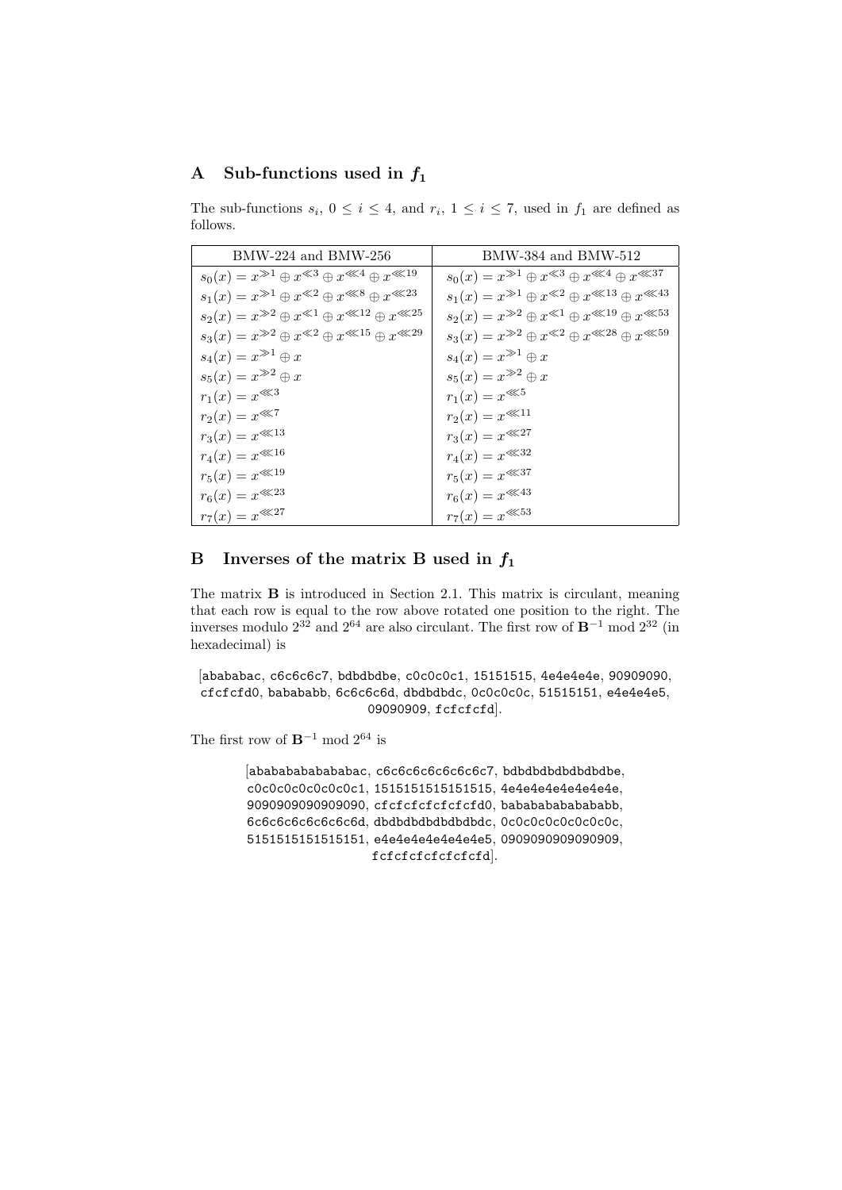## A Sub-functions used in $f_1$

The sub-functions $s_i$, $0 \le i \le 4$, and $r_i$, $1 \le i \le 7$, used in $f_1$ are defined as follows.

| BMW-224 and BMW-256 | BMW-384 and BMW-512 |
|---|---|
| $s_0(x) = x^{\gg 1} \oplus x^{\lll 3} \oplus x^{\lll 4} \oplus x^{\lll 19}$ | $s_0(x) = x^{\gg 1} \oplus x^{\lll 3} \oplus x^{\lll 4} \oplus x^{\lll 37}$ |
| $s_1(x) = x^{\gg 1} \oplus x^{\lll 2} \oplus x^{\lll 8} \oplus x^{\lll 23}$ | $s_1(x) = x^{\gg 1} \oplus x^{\lll 2} \oplus x^{\lll 13} \oplus x^{\lll 43}$ |
| $s_2(x) = x^{\gg 2} \oplus x^{\ll 1} \oplus x^{\lll 12} \oplus x^{\lll 25}$ | $s_2(x) = x^{\gg 2} \oplus x^{\ll 1} \oplus x^{\lll 19} \oplus x^{\lll 53}$ |
| $s_3(x) = x^{\gg 2} \oplus x^{\ll 2} \oplus x^{\lll 15} \oplus x^{\lll 29}$ | $s_3(x) = x^{\gg 2} \oplus x^{\ll 2} \oplus x^{\lll 28} \oplus x^{\lll 59}$ |
| $s_4(x) = x^{\gg 1} \oplus x$ | $s_4(x) = x^{\gg 1} \oplus x$ |
| $s_5(x) = x^{\gg 2} \oplus x$ | $s_5(x) = x^{\gg 2} \oplus x$ |
| $r_1(x) = x^{\lll 3}$ | $r_1(x) = x^{\lll 5}$ |
| $r_2(x) = x^{\lll 7}$ | $r_2(x) = x^{\lll 11}$ |
| $r_3(x) = x^{\lll 13}$ | $r_3(x) = x^{\lll 27}$ |
| $r_4(x) = x^{\lll 16}$ | $r_4(x) = x^{\lll 32}$ |
| $r_5(x) = x^{\lll 19}$ | $r_5(x) = x^{\lll 37}$ |
| $r_6(x) = x^{\lll 23}$ | $r_6(x) = x^{\lll 43}$ |
| $r_7(x) = x^{\lll 27}$ | $r_7(x) = x^{\lll 53}$ |

## B Inverses of the matrix B used in $f_1$

The matrix **B** is introduced in Section 2.1. This matrix is circulant, meaning that each row is equal to the row above rotated one position to the right. The inverses modulo $2^{32}$ and $2^{64}$ are also circulant. The first row of $\mathbf{B}^{-1} \bmod 2^{32}$ (in hexadecimal) is

[abababac, c6c6c6c7, bdbdbdbe, c0c0c0c1, 15151515, 4e4e4e4e, 90909090, cfcfcfd0, babababb, 6c6c6c6d, dbdbdbdc, 0c0c0c0c, 51515151, e4e4e4e5, 09090909, fcfcfcfd].

The first row of $\mathbf{B}^{-1} \bmod 2^{64}$ is

[abababababababac, c6c6c6c6c6c6c6c7, bdbdbdbdbdbdbdbe, c0c0c0c0c0c0c0c1, 1515151515151515, 4e4e4e4e4e4e4e4e, 9090909090909090, cfcfcfcfcfcfcfd0, babababababababb, 6c6c6c6c6c6c6c6d, dbdbdbdbdbdbdbdc, 0c0c0c0c0c0c0c0c, 5151515151515151, e4e4e4e4e4e4e4e5, 0909090909090909, fcfcfcfcfcfcfcfd].